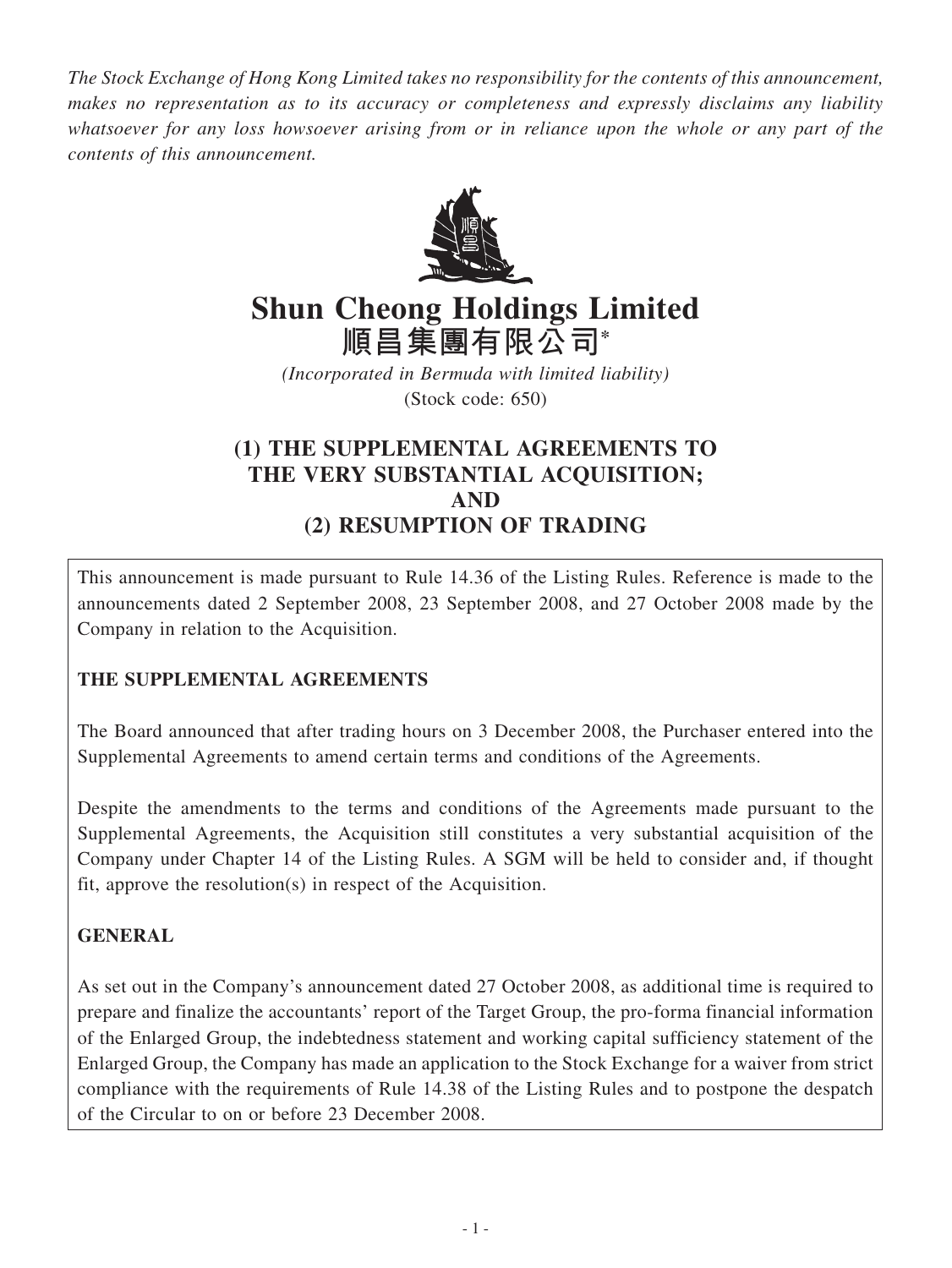*The Stock Exchange of Hong Kong Limited takes no responsibility for the contents of this announcement, makes no representation as to its accuracy or completeness and expressly disclaims any liability whatsoever for any loss howsoever arising from or in reliance upon the whole or any part of the contents of this announcement.*

# Shun Cheong Holdings Limited
# 順昌集團有限公司*

*(Incorporated in Bermuda with limited liability)*
(Stock code: 650)

## (1) THE SUPPLEMENTAL AGREEMENTS TO THE VERY SUBSTANTIAL ACQUISITION; AND (2) RESUMPTION OF TRADING

This announcement is made pursuant to Rule 14.36 of the Listing Rules. Reference is made to the announcements dated 2 September 2008, 23 September 2008, and 27 October 2008 made by the Company in relation to the Acquisition.

**THE SUPPLEMENTAL AGREEMENTS**

The Board announced that after trading hours on 3 December 2008, the Purchaser entered into the Supplemental Agreements to amend certain terms and conditions of the Agreements.

Despite the amendments to the terms and conditions of the Agreements made pursuant to the Supplemental Agreements, the Acquisition still constitutes a very substantial acquisition of the Company under Chapter 14 of the Listing Rules. A SGM will be held to consider and, if thought fit, approve the resolution(s) in respect of the Acquisition.

**GENERAL**

As set out in the Company's announcement dated 27 October 2008, as additional time is required to prepare and finalize the accountants' report of the Target Group, the pro-forma financial information of the Enlarged Group, the indebtedness statement and working capital sufficiency statement of the Enlarged Group, the Company has made an application to the Stock Exchange for a waiver from strict compliance with the requirements of Rule 14.38 of the Listing Rules and to postpone the despatch of the Circular to on or before 23 December 2008.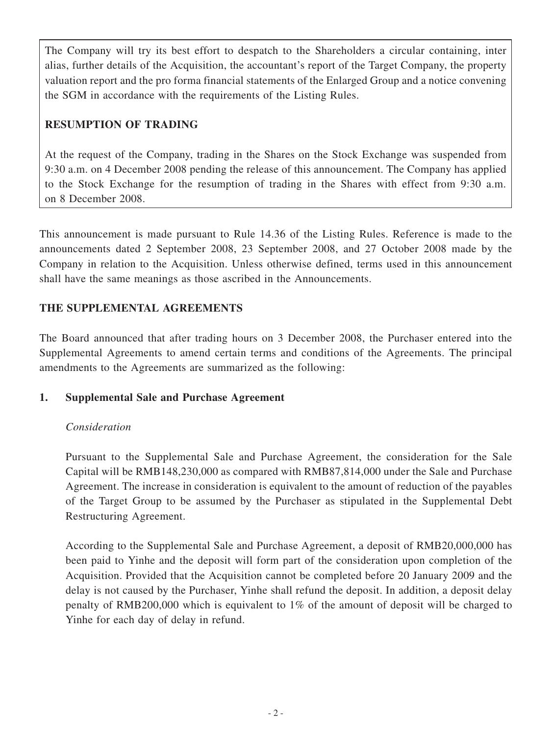The Company will try its best effort to despatch to the Shareholders a circular containing, inter alia, further details of the Acquisition, the accountant's report of the Target Company, the property valuation report and the pro forma financial statements of the Enlarged Group and a notice convening the SGM in accordance with the requirements of the Listing Rules.

**RESUMPTION OF TRADING**

At the request of the Company, trading in the Shares on the Stock Exchange was suspended from 9:30 a.m. on 4 December 2008 pending the release of this announcement. The Company has applied to the Stock Exchange for the resumption of trading in the Shares with effect from 9:30 a.m. on 8 December 2008.

This announcement is made pursuant to Rule 14.36 of the Listing Rules. Reference is made to the announcements dated 2 September 2008, 23 September 2008, and 27 October 2008 made by the Company in relation to the Acquisition. Unless otherwise defined, terms used in this announcement shall have the same meanings as those ascribed in the Announcements.

## THE SUPPLEMENTAL AGREEMENTS

The Board announced that after trading hours on 3 December 2008, the Purchaser entered into the Supplemental Agreements to amend certain terms and conditions of the Agreements. The principal amendments to the Agreements are summarized as the following:

### 1. Supplemental Sale and Purchase Agreement

*Consideration*

Pursuant to the Supplemental Sale and Purchase Agreement, the consideration for the Sale Capital will be RMB148,230,000 as compared with RMB87,814,000 under the Sale and Purchase Agreement. The increase in consideration is equivalent to the amount of reduction of the payables of the Target Group to be assumed by the Purchaser as stipulated in the Supplemental Debt Restructuring Agreement.

According to the Supplemental Sale and Purchase Agreement, a deposit of RMB20,000,000 has been paid to Yinhe and the deposit will form part of the consideration upon completion of the Acquisition. Provided that the Acquisition cannot be completed before 20 January 2009 and the delay is not caused by the Purchaser, Yinhe shall refund the deposit. In addition, a deposit delay penalty of RMB200,000 which is equivalent to 1% of the amount of deposit will be charged to Yinhe for each day of delay in refund.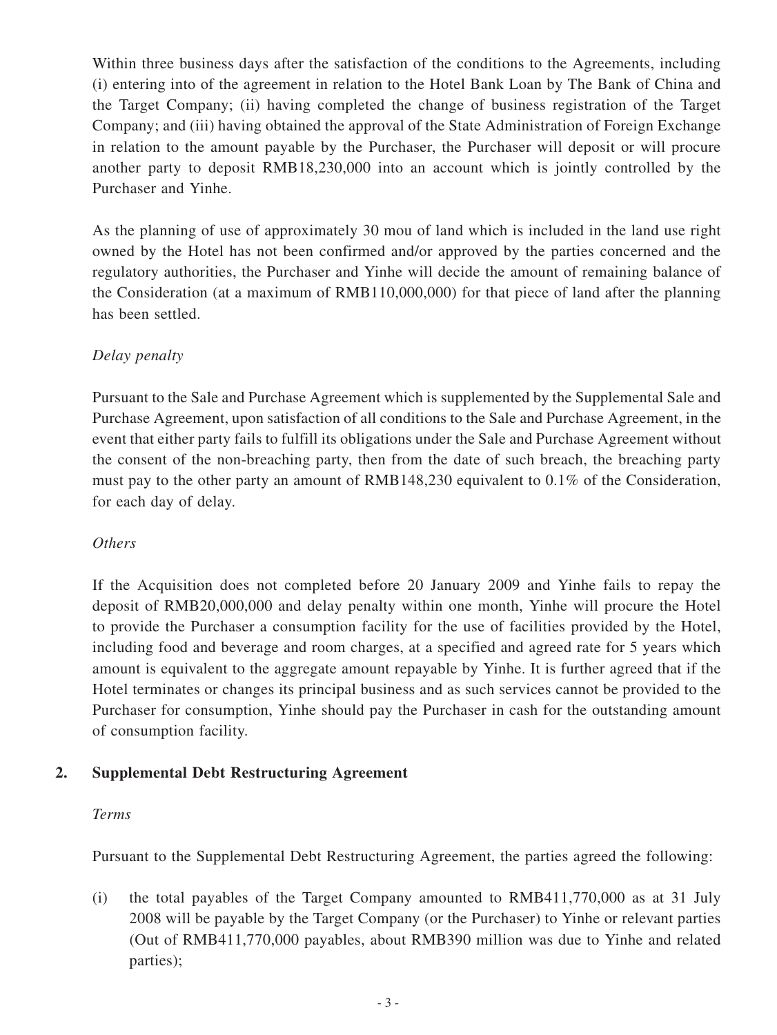Within three business days after the satisfaction of the conditions to the Agreements, including (i) entering into of the agreement in relation to the Hotel Bank Loan by The Bank of China and the Target Company; (ii) having completed the change of business registration of the Target Company; and (iii) having obtained the approval of the State Administration of Foreign Exchange in relation to the amount payable by the Purchaser, the Purchaser will deposit or will procure another party to deposit RMB18,230,000 into an account which is jointly controlled by the Purchaser and Yinhe.

As the planning of use of approximately 30 mou of land which is included in the land use right owned by the Hotel has not been confirmed and/or approved by the parties concerned and the regulatory authorities, the Purchaser and Yinhe will decide the amount of remaining balance of the Consideration (at a maximum of RMB110,000,000) for that piece of land after the planning has been settled.

*Delay penalty*

Pursuant to the Sale and Purchase Agreement which is supplemented by the Supplemental Sale and Purchase Agreement, upon satisfaction of all conditions to the Sale and Purchase Agreement, in the event that either party fails to fulfill its obligations under the Sale and Purchase Agreement without the consent of the non-breaching party, then from the date of such breach, the breaching party must pay to the other party an amount of RMB148,230 equivalent to 0.1% of the Consideration, for each day of delay.

*Others*

If the Acquisition does not completed before 20 January 2009 and Yinhe fails to repay the deposit of RMB20,000,000 and delay penalty within one month, Yinhe will procure the Hotel to provide the Purchaser a consumption facility for the use of facilities provided by the Hotel, including food and beverage and room charges, at a specified and agreed rate for 5 years which amount is equivalent to the aggregate amount repayable by Yinhe. It is further agreed that if the Hotel terminates or changes its principal business and as such services cannot be provided to the Purchaser for consumption, Yinhe should pay the Purchaser in cash for the outstanding amount of consumption facility.

## 2. Supplemental Debt Restructuring Agreement

*Terms*

Pursuant to the Supplemental Debt Restructuring Agreement, the parties agreed the following:

(i) the total payables of the Target Company amounted to RMB411,770,000 as at 31 July 2008 will be payable by the Target Company (or the Purchaser) to Yinhe or relevant parties (Out of RMB411,770,000 payables, about RMB390 million was due to Yinhe and related parties);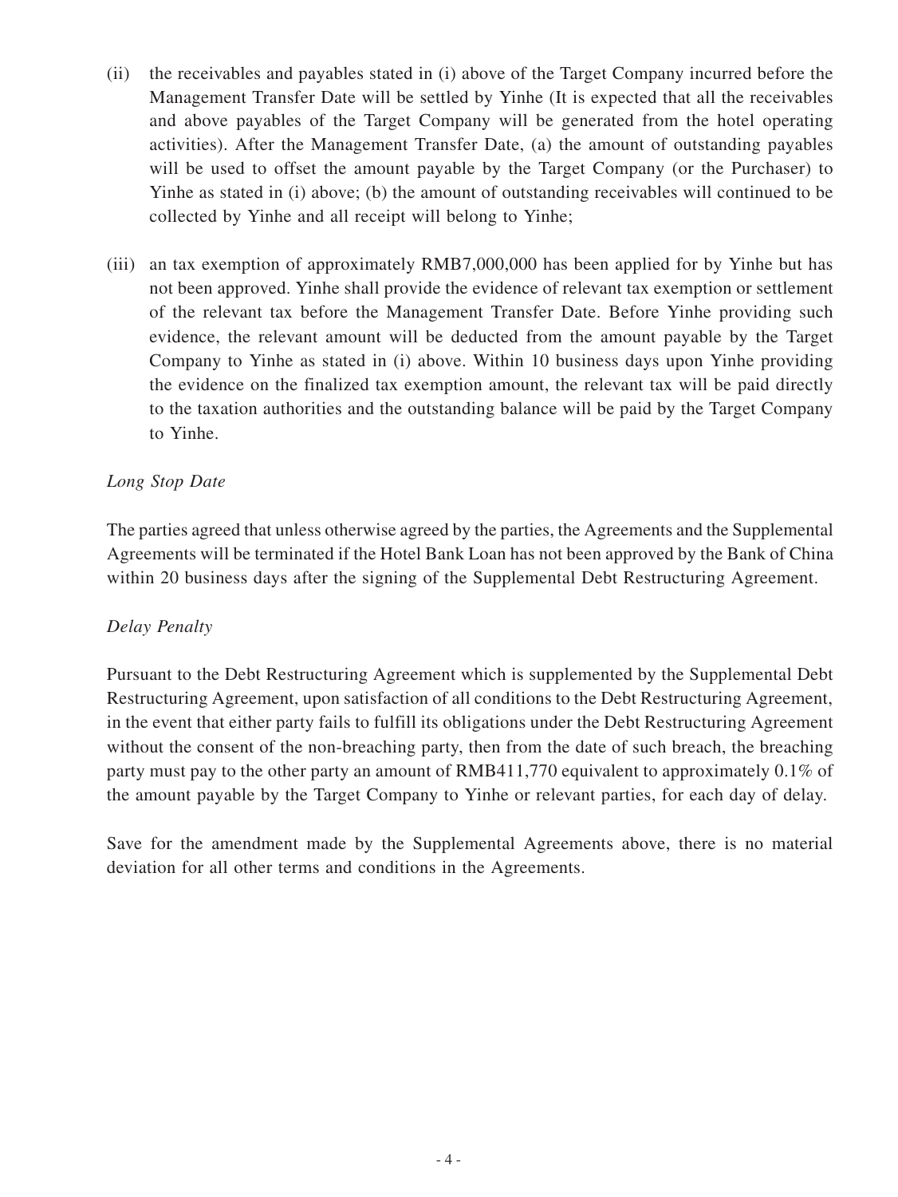(ii) the receivables and payables stated in (i) above of the Target Company incurred before the Management Transfer Date will be settled by Yinhe (It is expected that all the receivables and above payables of the Target Company will be generated from the hotel operating activities). After the Management Transfer Date, (a) the amount of outstanding payables will be used to offset the amount payable by the Target Company (or the Purchaser) to Yinhe as stated in (i) above; (b) the amount of outstanding receivables will continued to be collected by Yinhe and all receipt will belong to Yinhe;

(iii) an tax exemption of approximately RMB7,000,000 has been applied for by Yinhe but has not been approved. Yinhe shall provide the evidence of relevant tax exemption or settlement of the relevant tax before the Management Transfer Date. Before Yinhe providing such evidence, the relevant amount will be deducted from the amount payable by the Target Company to Yinhe as stated in (i) above. Within 10 business days upon Yinhe providing the evidence on the finalized tax exemption amount, the relevant tax will be paid directly to the taxation authorities and the outstanding balance will be paid by the Target Company to Yinhe.

*Long Stop Date*

The parties agreed that unless otherwise agreed by the parties, the Agreements and the Supplemental Agreements will be terminated if the Hotel Bank Loan has not been approved by the Bank of China within 20 business days after the signing of the Supplemental Debt Restructuring Agreement.

*Delay Penalty*

Pursuant to the Debt Restructuring Agreement which is supplemented by the Supplemental Debt Restructuring Agreement, upon satisfaction of all conditions to the Debt Restructuring Agreement, in the event that either party fails to fulfill its obligations under the Debt Restructuring Agreement without the consent of the non-breaching party, then from the date of such breach, the breaching party must pay to the other party an amount of RMB411,770 equivalent to approximately 0.1% of the amount payable by the Target Company to Yinhe or relevant parties, for each day of delay.

Save for the amendment made by the Supplemental Agreements above, there is no material deviation for all other terms and conditions in the Agreements.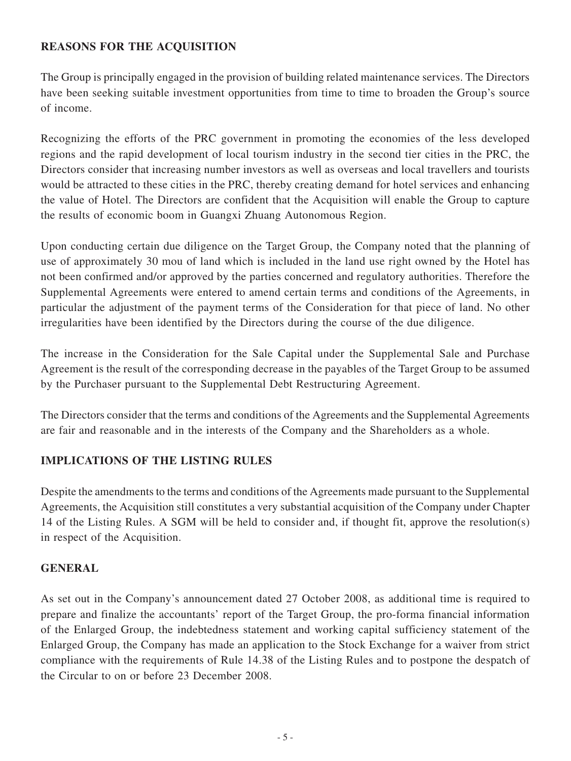## REASONS FOR THE ACQUISITION

The Group is principally engaged in the provision of building related maintenance services. The Directors have been seeking suitable investment opportunities from time to time to broaden the Group's source of income.

Recognizing the efforts of the PRC government in promoting the economies of the less developed regions and the rapid development of local tourism industry in the second tier cities in the PRC, the Directors consider that increasing number investors as well as overseas and local travellers and tourists would be attracted to these cities in the PRC, thereby creating demand for hotel services and enhancing the value of Hotel. The Directors are confident that the Acquisition will enable the Group to capture the results of economic boom in Guangxi Zhuang Autonomous Region.

Upon conducting certain due diligence on the Target Group, the Company noted that the planning of use of approximately 30 mou of land which is included in the land use right owned by the Hotel has not been confirmed and/or approved by the parties concerned and regulatory authorities. Therefore the Supplemental Agreements were entered to amend certain terms and conditions of the Agreements, in particular the adjustment of the payment terms of the Consideration for that piece of land. No other irregularities have been identified by the Directors during the course of the due diligence.

The increase in the Consideration for the Sale Capital under the Supplemental Sale and Purchase Agreement is the result of the corresponding decrease in the payables of the Target Group to be assumed by the Purchaser pursuant to the Supplemental Debt Restructuring Agreement.

The Directors consider that the terms and conditions of the Agreements and the Supplemental Agreements are fair and reasonable and in the interests of the Company and the Shareholders as a whole.

## IMPLICATIONS OF THE LISTING RULES

Despite the amendments to the terms and conditions of the Agreements made pursuant to the Supplemental Agreements, the Acquisition still constitutes a very substantial acquisition of the Company under Chapter 14 of the Listing Rules. A SGM will be held to consider and, if thought fit, approve the resolution(s) in respect of the Acquisition.

## GENERAL

As set out in the Company's announcement dated 27 October 2008, as additional time is required to prepare and finalize the accountants' report of the Target Group, the pro-forma financial information of the Enlarged Group, the indebtedness statement and working capital sufficiency statement of the Enlarged Group, the Company has made an application to the Stock Exchange for a waiver from strict compliance with the requirements of Rule 14.38 of the Listing Rules and to postpone the despatch of the Circular to on or before 23 December 2008.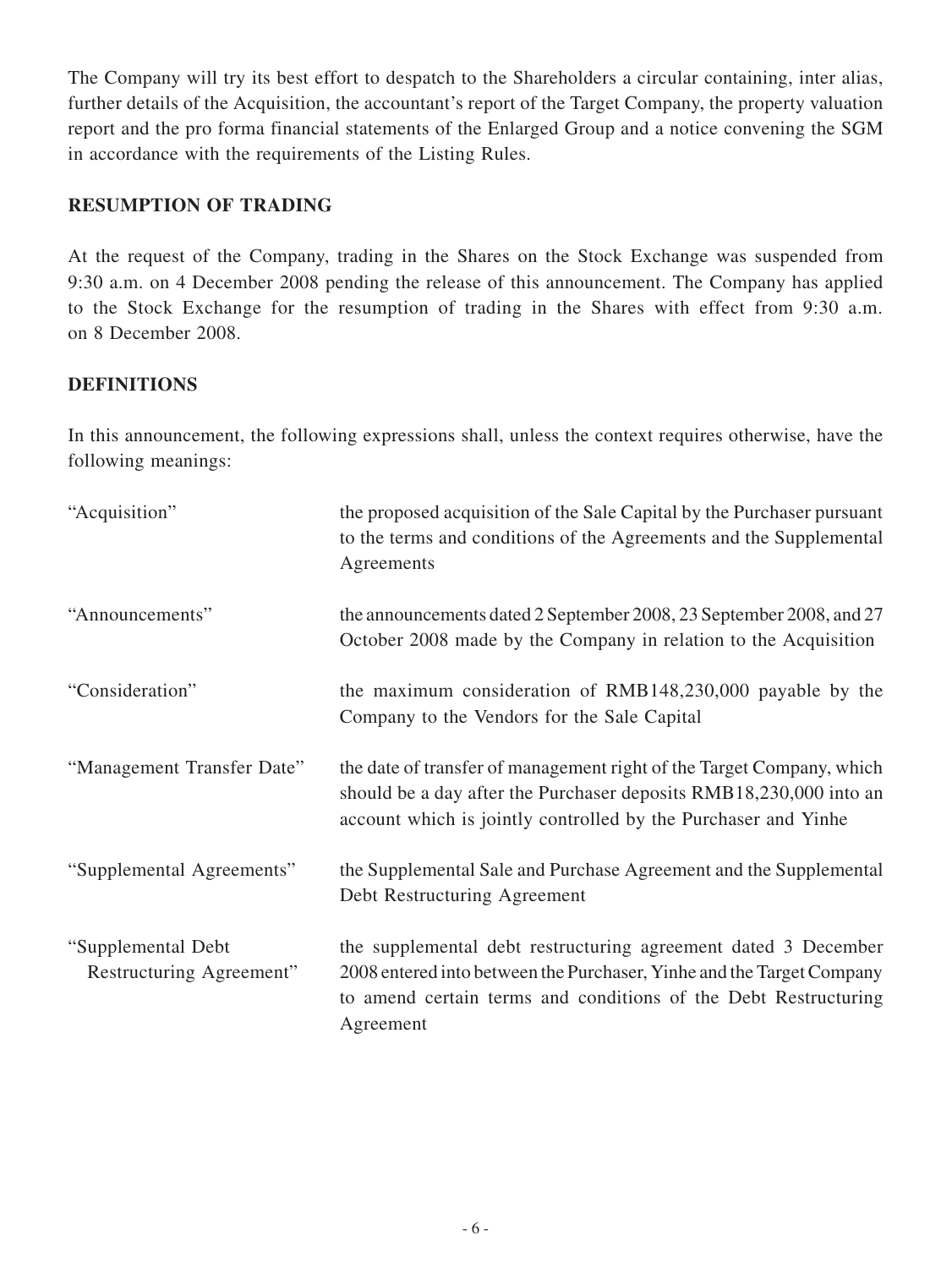The Company will try its best effort to despatch to the Shareholders a circular containing, inter alias, further details of the Acquisition, the accountant's report of the Target Company, the property valuation report and the pro forma financial statements of the Enlarged Group and a notice convening the SGM in accordance with the requirements of the Listing Rules.

## RESUMPTION OF TRADING

At the request of the Company, trading in the Shares on the Stock Exchange was suspended from 9:30 a.m. on 4 December 2008 pending the release of this announcement. The Company has applied to the Stock Exchange for the resumption of trading in the Shares with effect from 9:30 a.m. on 8 December 2008.

## DEFINITIONS

In this announcement, the following expressions shall, unless the context requires otherwise, have the following meanings:

| | |
|---|---|
| "Acquisition" | the proposed acquisition of the Sale Capital by the Purchaser pursuant to the terms and conditions of the Agreements and the Supplemental Agreements |
| "Announcements" | the announcements dated 2 September 2008, 23 September 2008, and 27 October 2008 made by the Company in relation to the Acquisition |
| "Consideration" | the maximum consideration of RMB148,230,000 payable by the Company to the Vendors for the Sale Capital |
| "Management Transfer Date" | the date of transfer of management right of the Target Company, which should be a day after the Purchaser deposits RMB18,230,000 into an account which is jointly controlled by the Purchaser and Yinhe |
| "Supplemental Agreements" | the Supplemental Sale and Purchase Agreement and the Supplemental Debt Restructuring Agreement |
| "Supplemental Debt Restructuring Agreement" | the supplemental debt restructuring agreement dated 3 December 2008 entered into between the Purchaser, Yinhe and the Target Company to amend certain terms and conditions of the Debt Restructuring Agreement |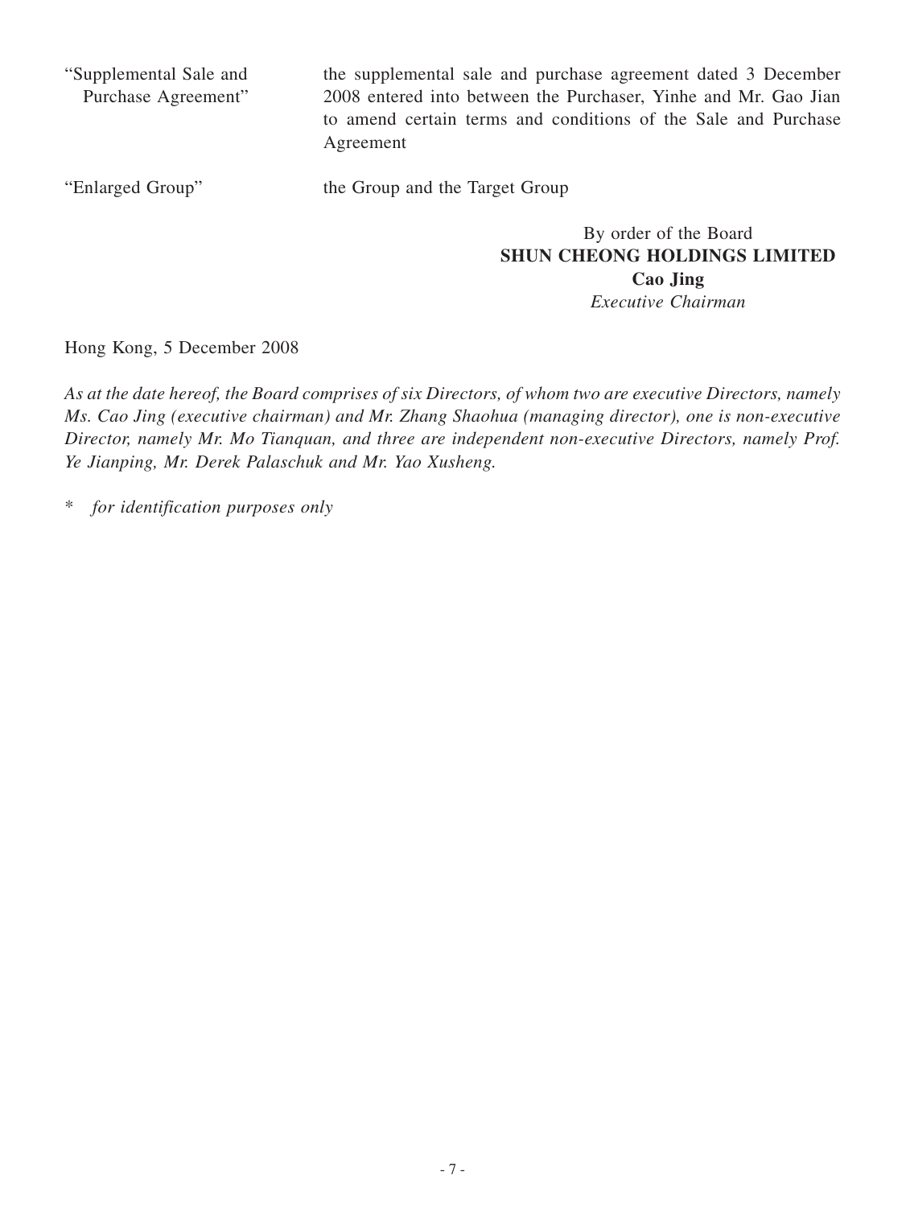| | |
|---|---|
| "Supplemental Sale and Purchase Agreement" | the supplemental sale and purchase agreement dated 3 December 2008 entered into between the Purchaser, Yinhe and Mr. Gao Jian to amend certain terms and conditions of the Sale and Purchase Agreement |
| "Enlarged Group" | the Group and the Target Group |

By order of the Board
**SHUN CHEONG HOLDINGS LIMITED**
**Cao Jing**
*Executive Chairman*

Hong Kong, 5 December 2008

*As at the date hereof, the Board comprises of six Directors, of whom two are executive Directors, namely Ms. Cao Jing (executive chairman) and Mr. Zhang Shaohua (managing director), one is non-executive Director, namely Mr. Mo Tianquan, and three are independent non-executive Directors, namely Prof. Ye Jianping, Mr. Derek Palaschuk and Mr. Yao Xusheng.*

\* *for identification purposes only*